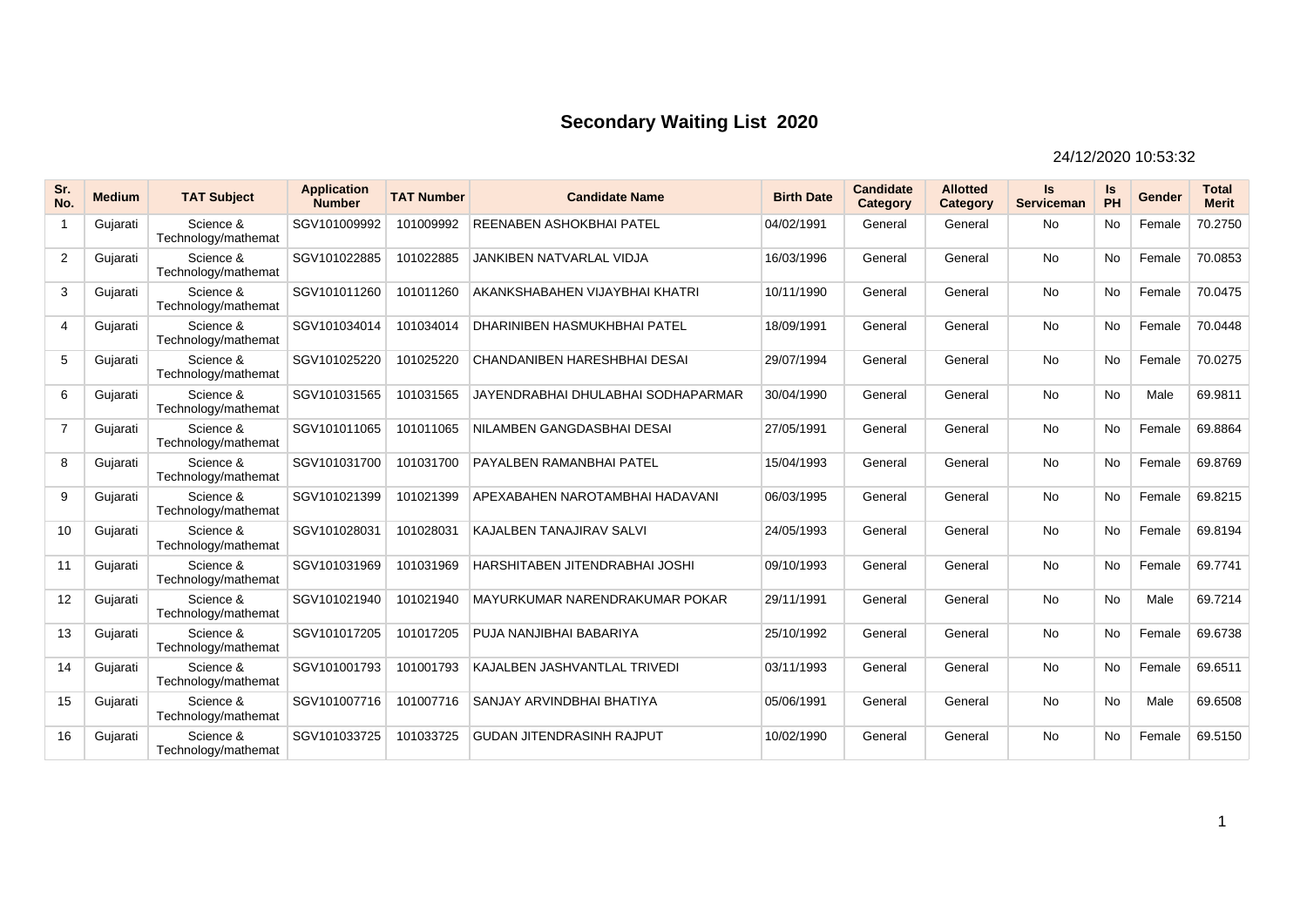# Secondary Waiting List 2020

24/12/2020 10:53:32

| Sr. No. | Medium | TAT Subject | Application Number | TAT Number | Candidate Name | Birth Date | Candidate Category | Allotted Category | Is Serviceman | Is PH | Gender | Total Merit |
|---|---|---|---|---|---|---|---|---|---|---|---|---|
| 1 | Gujarati | Science & Technology/mathemat | SGV101009992 | 101009992 | REENABEN ASHOKBHAI PATEL | 04/02/1991 | General | General | No | No | Female | 70.2750 |
| 2 | Gujarati | Science & Technology/mathemat | SGV101022885 | 101022885 | JANKIBEN NATVARLAL VIDJA | 16/03/1996 | General | General | No | No | Female | 70.0853 |
| 3 | Gujarati | Science & Technology/mathemat | SGV101011260 | 101011260 | AKANKSHABAHEN VIJAYBHAI KHATRI | 10/11/1990 | General | General | No | No | Female | 70.0475 |
| 4 | Gujarati | Science & Technology/mathemat | SGV101034014 | 101034014 | DHARINIBEN HASMUKHBHAI PATEL | 18/09/1991 | General | General | No | No | Female | 70.0448 |
| 5 | Gujarati | Science & Technology/mathemat | SGV101025220 | 101025220 | CHANDANIBEN HARESHBHAI DESAI | 29/07/1994 | General | General | No | No | Female | 70.0275 |
| 6 | Gujarati | Science & Technology/mathemat | SGV101031565 | 101031565 | JAYENDRABHAI DHULABHAI SODHAPARMAR | 30/04/1990 | General | General | No | No | Male | 69.9811 |
| 7 | Gujarati | Science & Technology/mathemat | SGV101011065 | 101011065 | NILAMBEN GANGDASBHAI DESAI | 27/05/1991 | General | General | No | No | Female | 69.8864 |
| 8 | Gujarati | Science & Technology/mathemat | SGV101031700 | 101031700 | PAYALBEN RAMANBHAI PATEL | 15/04/1993 | General | General | No | No | Female | 69.8769 |
| 9 | Gujarati | Science & Technology/mathemat | SGV101021399 | 101021399 | APEXABAHEN NAROTAMBHAI HADAVANI | 06/03/1995 | General | General | No | No | Female | 69.8215 |
| 10 | Gujarati | Science & Technology/mathemat | SGV101028031 | 101028031 | KAJALBEN TANAJIRAV SALVI | 24/05/1993 | General | General | No | No | Female | 69.8194 |
| 11 | Gujarati | Science & Technology/mathemat | SGV101031969 | 101031969 | HARSHITABEN JITENDRABHAI JOSHI | 09/10/1993 | General | General | No | No | Female | 69.7741 |
| 12 | Gujarati | Science & Technology/mathemat | SGV101021940 | 101021940 | MAYURKUMAR NARENDRAKUMAR POKAR | 29/11/1991 | General | General | No | No | Male | 69.7214 |
| 13 | Gujarati | Science & Technology/mathemat | SGV101017205 | 101017205 | PUJA NANJIBHAI BABARIYA | 25/10/1992 | General | General | No | No | Female | 69.6738 |
| 14 | Gujarati | Science & Technology/mathemat | SGV101001793 | 101001793 | KAJALBEN JASHVANTLAL TRIVEDI | 03/11/1993 | General | General | No | No | Female | 69.6511 |
| 15 | Gujarati | Science & Technology/mathemat | SGV101007716 | 101007716 | SANJAY ARVINDBHAI BHATIYA | 05/06/1991 | General | General | No | No | Male | 69.6508 |
| 16 | Gujarati | Science & Technology/mathemat | SGV101033725 | 101033725 | GUDAN JITENDRASINH RAJPUT | 10/02/1990 | General | General | No | No | Female | 69.5150 |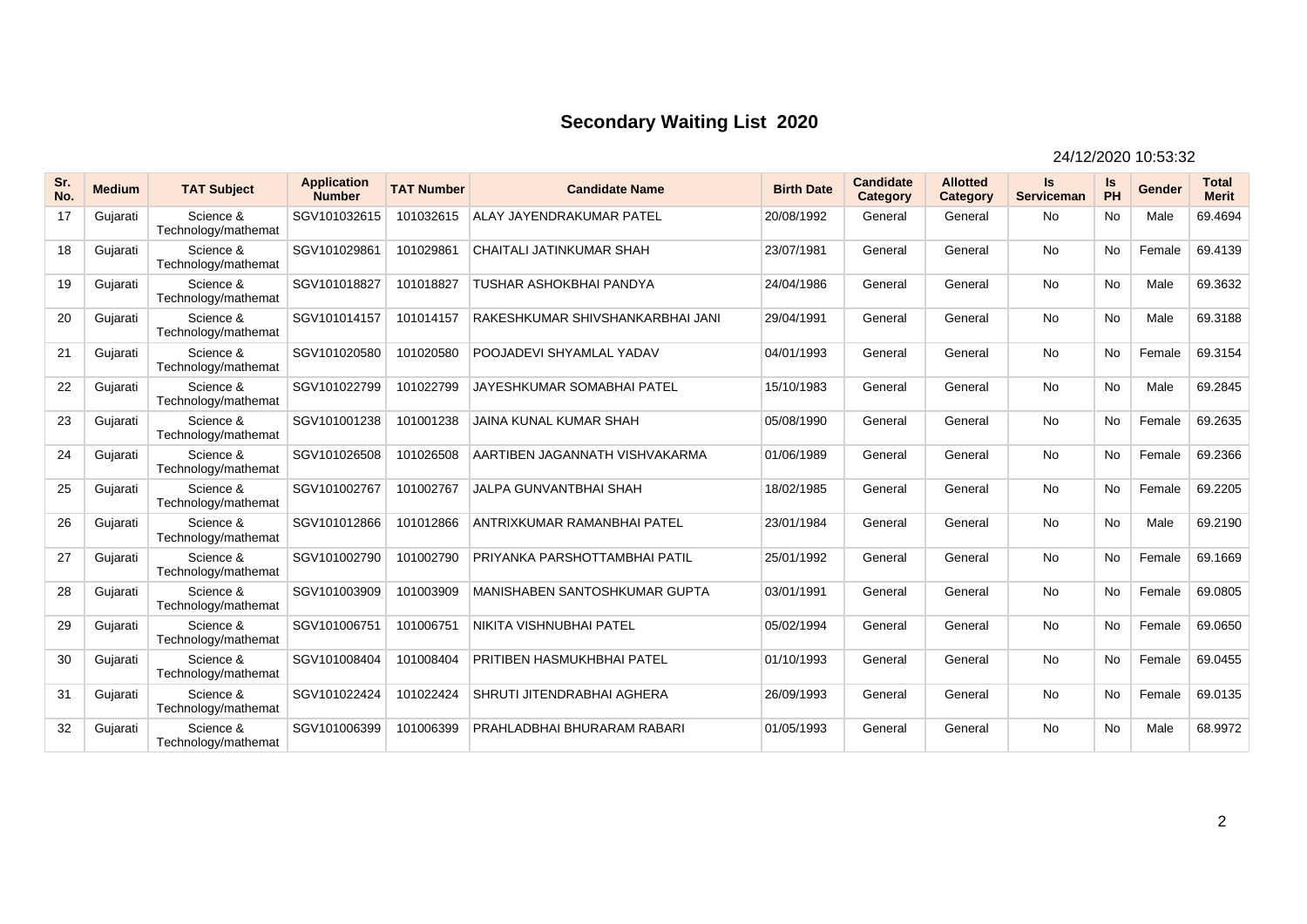# Secondary Waiting List 2020

24/12/2020 10:53:32

| Sr. No. | Medium | TAT Subject | Application Number | TAT Number | Candidate Name | Birth Date | Candidate Category | Allotted Category | Is Serviceman | Is PH | Gender | Total Merit |
|---|---|---|---|---|---|---|---|---|---|---|---|---|
| 17 | Gujarati | Science & Technology/mathemat | SGV101032615 | 101032615 | ALAY JAYENDRAKUMAR PATEL | 20/08/1992 | General | General | No | No | Male | 69.4694 |
| 18 | Gujarati | Science & Technology/mathemat | SGV101029861 | 101029861 | CHAITALI JATINKUMAR SHAH | 23/07/1981 | General | General | No | No | Female | 69.4139 |
| 19 | Gujarati | Science & Technology/mathemat | SGV101018827 | 101018827 | TUSHAR ASHOKBHAI PANDYA | 24/04/1986 | General | General | No | No | Male | 69.3632 |
| 20 | Gujarati | Science & Technology/mathemat | SGV101014157 | 101014157 | RAKESHKUMAR SHIVSHANKARBHAI JANI | 29/04/1991 | General | General | No | No | Male | 69.3188 |
| 21 | Gujarati | Science & Technology/mathemat | SGV101020580 | 101020580 | POOJADEVI SHYAMLAL YADAV | 04/01/1993 | General | General | No | No | Female | 69.3154 |
| 22 | Gujarati | Science & Technology/mathemat | SGV101022799 | 101022799 | JAYESHKUMAR SOMABHAI PATEL | 15/10/1983 | General | General | No | No | Male | 69.2845 |
| 23 | Gujarati | Science & Technology/mathemat | SGV101001238 | 101001238 | JAINA KUNAL KUMAR SHAH | 05/08/1990 | General | General | No | No | Female | 69.2635 |
| 24 | Gujarati | Science & Technology/mathemat | SGV101026508 | 101026508 | AARTIBEN JAGANNATH VISHVAKARMA | 01/06/1989 | General | General | No | No | Female | 69.2366 |
| 25 | Gujarati | Science & Technology/mathemat | SGV101002767 | 101002767 | JALPA GUNVANTBHAI SHAH | 18/02/1985 | General | General | No | No | Female | 69.2205 |
| 26 | Gujarati | Science & Technology/mathemat | SGV101012866 | 101012866 | ANTRIXKUMAR RAMANBHAI PATEL | 23/01/1984 | General | General | No | No | Male | 69.2190 |
| 27 | Gujarati | Science & Technology/mathemat | SGV101002790 | 101002790 | PRIYANKA PARSHOTTAMBHAI PATIL | 25/01/1992 | General | General | No | No | Female | 69.1669 |
| 28 | Gujarati | Science & Technology/mathemat | SGV101003909 | 101003909 | MANISHABEN SANTOSHKUMAR GUPTA | 03/01/1991 | General | General | No | No | Female | 69.0805 |
| 29 | Gujarati | Science & Technology/mathemat | SGV101006751 | 101006751 | NIKITA VISHNUBHAI PATEL | 05/02/1994 | General | General | No | No | Female | 69.0650 |
| 30 | Gujarati | Science & Technology/mathemat | SGV101008404 | 101008404 | PRITIBEN HASMUKHBHAI PATEL | 01/10/1993 | General | General | No | No | Female | 69.0455 |
| 31 | Gujarati | Science & Technology/mathemat | SGV101022424 | 101022424 | SHRUTI JITENDRABHAI AGHERA | 26/09/1993 | General | General | No | No | Female | 69.0135 |
| 32 | Gujarati | Science & Technology/mathemat | SGV101006399 | 101006399 | PRAHLADBHAI BHURARAM RABARI | 01/05/1993 | General | General | No | No | Male | 68.9972 |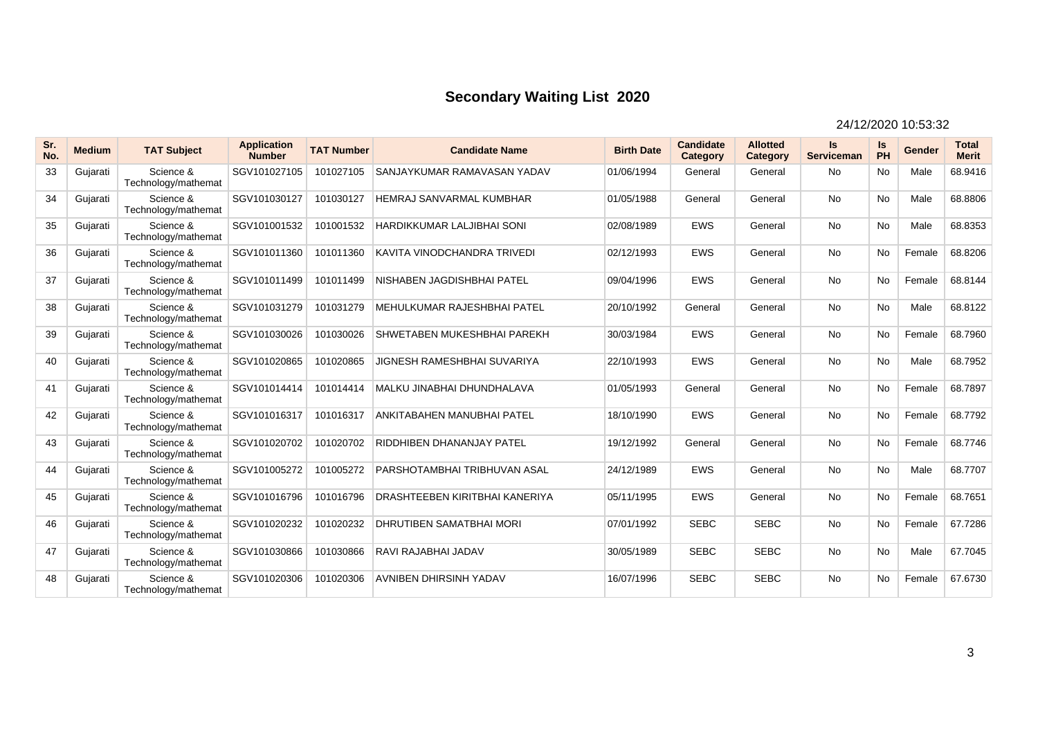# Secondary Waiting List 2020

24/12/2020 10:53:32

| Sr. No. | Medium | TAT Subject | Application Number | TAT Number | Candidate Name | Birth Date | Candidate Category | Allotted Category | Is Serviceman | Is PH | Gender | Total Merit |
|---|---|---|---|---|---|---|---|---|---|---|---|---|
| 33 | Gujarati | Science & Technology/mathemat | SGV101027105 | 101027105 | SANJAYKUMAR RAMAVASAN YADAV | 01/06/1994 | General | General | No | No | Male | 68.9416 |
| 34 | Gujarati | Science & Technology/mathemat | SGV101030127 | 101030127 | HEMRAJ SANVARMAL KUMBHAR | 01/05/1988 | General | General | No | No | Male | 68.8806 |
| 35 | Gujarati | Science & Technology/mathemat | SGV101001532 | 101001532 | HARDIKKUMAR LALJIBHAI SONI | 02/08/1989 | EWS | General | No | No | Male | 68.8353 |
| 36 | Gujarati | Science & Technology/mathemat | SGV101011360 | 101011360 | KAVITA VINODCHANDRA TRIVEDI | 02/12/1993 | EWS | General | No | No | Female | 68.8206 |
| 37 | Gujarati | Science & Technology/mathemat | SGV101011499 | 101011499 | NISHABEN JAGDISHBHAI PATEL | 09/04/1996 | EWS | General | No | No | Female | 68.8144 |
| 38 | Gujarati | Science & Technology/mathemat | SGV101031279 | 101031279 | MEHULKUMAR RAJESHBHAI PATEL | 20/10/1992 | General | General | No | No | Male | 68.8122 |
| 39 | Gujarati | Science & Technology/mathemat | SGV101030026 | 101030026 | SHWETABEN MUKESHBHAI PAREKH | 30/03/1984 | EWS | General | No | No | Female | 68.7960 |
| 40 | Gujarati | Science & Technology/mathemat | SGV101020865 | 101020865 | JIGNESH RAMESHBHAI SUVARIYA | 22/10/1993 | EWS | General | No | No | Male | 68.7952 |
| 41 | Gujarati | Science & Technology/mathemat | SGV101014414 | 101014414 | MALKU JINABHAI DHUNDHALAVA | 01/05/1993 | General | General | No | No | Female | 68.7897 |
| 42 | Gujarati | Science & Technology/mathemat | SGV101016317 | 101016317 | ANKITABAHEN MANUBHAI PATEL | 18/10/1990 | EWS | General | No | No | Female | 68.7792 |
| 43 | Gujarati | Science & Technology/mathemat | SGV101020702 | 101020702 | RIDDHIBEN DHANANJAY PATEL | 19/12/1992 | General | General | No | No | Female | 68.7746 |
| 44 | Gujarati | Science & Technology/mathemat | SGV101005272 | 101005272 | PARSHOTAMBHAI TRIBHUVAN ASAL | 24/12/1989 | EWS | General | No | No | Male | 68.7707 |
| 45 | Gujarati | Science & Technology/mathemat | SGV101016796 | 101016796 | DRASHTEEBEN KIRITBHAI KANERIYA | 05/11/1995 | EWS | General | No | No | Female | 68.7651 |
| 46 | Gujarati | Science & Technology/mathemat | SGV101020232 | 101020232 | DHRUTIBEN SAMATBHAI MORI | 07/01/1992 | SEBC | SEBC | No | No | Female | 67.7286 |
| 47 | Gujarati | Science & Technology/mathemat | SGV101030866 | 101030866 | RAVI RAJABHAI JADAV | 30/05/1989 | SEBC | SEBC | No | No | Male | 67.7045 |
| 48 | Gujarati | Science & Technology/mathemat | SGV101020306 | 101020306 | AVNIBEN DHIRSINH YADAV | 16/07/1996 | SEBC | SEBC | No | No | Female | 67.6730 |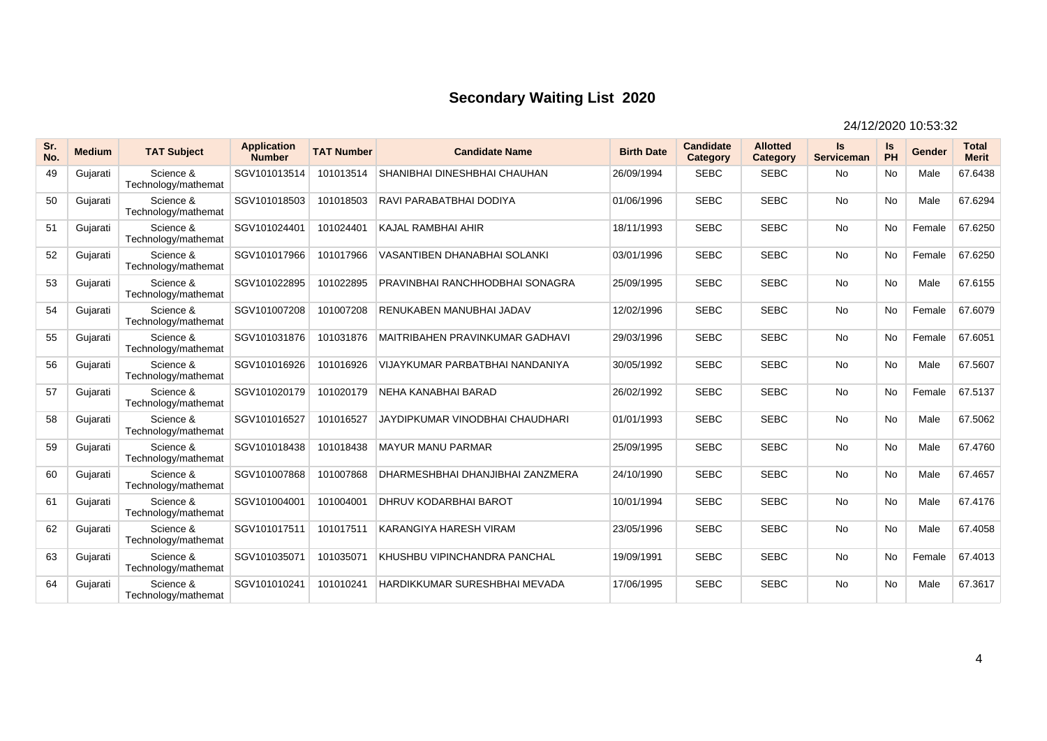# Secondary Waiting List 2020

24/12/2020 10:53:32

| Sr. No. | Medium | TAT Subject | Application Number | TAT Number | Candidate Name | Birth Date | Candidate Category | Allotted Category | Is Serviceman | Is PH | Gender | Total Merit |
|---|---|---|---|---|---|---|---|---|---|---|---|---|
| 49 | Gujarati | Science & Technology/mathemat | SGV101013514 | 101013514 | SHANIBHAI DINESHBHAI CHAUHAN | 26/09/1994 | SEBC | SEBC | No | No | Male | 67.6438 |
| 50 | Gujarati | Science & Technology/mathemat | SGV101018503 | 101018503 | RAVI PARABATBHAI DODIYA | 01/06/1996 | SEBC | SEBC | No | No | Male | 67.6294 |
| 51 | Gujarati | Science & Technology/mathemat | SGV101024401 | 101024401 | KAJAL RAMBHAI AHIR | 18/11/1993 | SEBC | SEBC | No | No | Female | 67.6250 |
| 52 | Gujarati | Science & Technology/mathemat | SGV101017966 | 101017966 | VASANTIBEN DHANABHAI SOLANKI | 03/01/1996 | SEBC | SEBC | No | No | Female | 67.6250 |
| 53 | Gujarati | Science & Technology/mathemat | SGV101022895 | 101022895 | PRAVINBHAI RANCHHODBHAI SONAGRA | 25/09/1995 | SEBC | SEBC | No | No | Male | 67.6155 |
| 54 | Gujarati | Science & Technology/mathemat | SGV101007208 | 101007208 | RENUKABEN MANUBHAI JADAV | 12/02/1996 | SEBC | SEBC | No | No | Female | 67.6079 |
| 55 | Gujarati | Science & Technology/mathemat | SGV101031876 | 101031876 | MAITRIBAHEN PRAVINKUMAR GADHAVI | 29/03/1996 | SEBC | SEBC | No | No | Female | 67.6051 |
| 56 | Gujarati | Science & Technology/mathemat | SGV101016926 | 101016926 | VIJAYKUMAR PARBATBHAI NANDANIYA | 30/05/1992 | SEBC | SEBC | No | No | Male | 67.5607 |
| 57 | Gujarati | Science & Technology/mathemat | SGV101020179 | 101020179 | NEHA KANABHAI BARAD | 26/02/1992 | SEBC | SEBC | No | No | Female | 67.5137 |
| 58 | Gujarati | Science & Technology/mathemat | SGV101016527 | 101016527 | JAYDIPKUMAR VINODBHAI CHAUDHARI | 01/01/1993 | SEBC | SEBC | No | No | Male | 67.5062 |
| 59 | Gujarati | Science & Technology/mathemat | SGV101018438 | 101018438 | MAYUR MANU PARMAR | 25/09/1995 | SEBC | SEBC | No | No | Male | 67.4760 |
| 60 | Gujarati | Science & Technology/mathemat | SGV101007868 | 101007868 | DHARMESHBHAI DHANJIBHAI ZANZMERA | 24/10/1990 | SEBC | SEBC | No | No | Male | 67.4657 |
| 61 | Gujarati | Science & Technology/mathemat | SGV101004001 | 101004001 | DHRUV KODARBHAI BAROT | 10/01/1994 | SEBC | SEBC | No | No | Male | 67.4176 |
| 62 | Gujarati | Science & Technology/mathemat | SGV101017511 | 101017511 | KARANGIYA HARESH VIRAM | 23/05/1996 | SEBC | SEBC | No | No | Male | 67.4058 |
| 63 | Gujarati | Science & Technology/mathemat | SGV101035071 | 101035071 | KHUSHBU VIPINCHANDRA PANCHAL | 19/09/1991 | SEBC | SEBC | No | No | Female | 67.4013 |
| 64 | Gujarati | Science & Technology/mathemat | SGV101010241 | 101010241 | HARDIKKUMAR SURESHBHAI MEVADA | 17/06/1995 | SEBC | SEBC | No | No | Male | 67.3617 |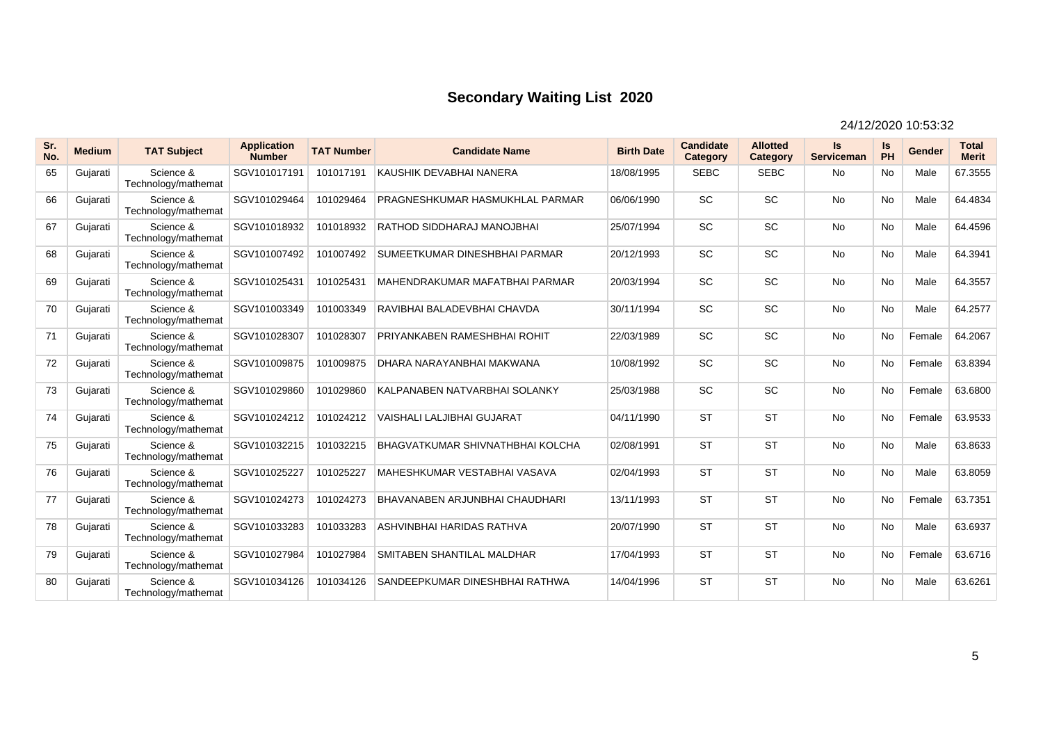# Secondary Waiting List 2020

24/12/2020 10:53:32

| Sr. No. | Medium | TAT Subject | Application Number | TAT Number | Candidate Name | Birth Date | Candidate Category | Allotted Category | Is Serviceman | Is PH | Gender | Total Merit |
|---|---|---|---|---|---|---|---|---|---|---|---|---|
| 65 | Gujarati | Science & Technology/mathemat | SGV101017191 | 101017191 | KAUSHIK DEVABHAI NANERA | 18/08/1995 | SEBC | SEBC | No | No | Male | 67.3555 |
| 66 | Gujarati | Science & Technology/mathemat | SGV101029464 | 101029464 | PRAGNESHKUMAR HASMUKHLAL PARMAR | 06/06/1990 | SC | SC | No | No | Male | 64.4834 |
| 67 | Gujarati | Science & Technology/mathemat | SGV101018932 | 101018932 | RATHOD SIDDHARAJ MANOJBHAI | 25/07/1994 | SC | SC | No | No | Male | 64.4596 |
| 68 | Gujarati | Science & Technology/mathemat | SGV101007492 | 101007492 | SUMEETKUMAR DINESHBHAI PARMAR | 20/12/1993 | SC | SC | No | No | Male | 64.3941 |
| 69 | Gujarati | Science & Technology/mathemat | SGV101025431 | 101025431 | MAHENDRAKUMAR MAFATBHAI PARMAR | 20/03/1994 | SC | SC | No | No | Male | 64.3557 |
| 70 | Gujarati | Science & Technology/mathemat | SGV101003349 | 101003349 | RAVIBHAI BALADEVBHAI CHAVDA | 30/11/1994 | SC | SC | No | No | Male | 64.2577 |
| 71 | Gujarati | Science & Technology/mathemat | SGV101028307 | 101028307 | PRIYANKABEN RAMESHBHAI ROHIT | 22/03/1989 | SC | SC | No | No | Female | 64.2067 |
| 72 | Gujarati | Science & Technology/mathemat | SGV101009875 | 101009875 | DHARA NARAYANBHAI MAKWANA | 10/08/1992 | SC | SC | No | No | Female | 63.8394 |
| 73 | Gujarati | Science & Technology/mathemat | SGV101029860 | 101029860 | KALPANABEN NATVARBHAI SOLANKY | 25/03/1988 | SC | SC | No | No | Female | 63.6800 |
| 74 | Gujarati | Science & Technology/mathemat | SGV101024212 | 101024212 | VAISHALI LALJIBHAI GUJARAT | 04/11/1990 | ST | ST | No | No | Female | 63.9533 |
| 75 | Gujarati | Science & Technology/mathemat | SGV101032215 | 101032215 | BHAGVATKUMAR SHIVNATHBHAI KOLCHA | 02/08/1991 | ST | ST | No | No | Male | 63.8633 |
| 76 | Gujarati | Science & Technology/mathemat | SGV101025227 | 101025227 | MAHESHKUMAR VESTABHAI VASAVA | 02/04/1993 | ST | ST | No | No | Male | 63.8059 |
| 77 | Gujarati | Science & Technology/mathemat | SGV101024273 | 101024273 | BHAVANABEN ARJUNBHAI CHAUDHARI | 13/11/1993 | ST | ST | No | No | Female | 63.7351 |
| 78 | Gujarati | Science & Technology/mathemat | SGV101033283 | 101033283 | ASHVINBHAI HARIDAS RATHVA | 20/07/1990 | ST | ST | No | No | Male | 63.6937 |
| 79 | Gujarati | Science & Technology/mathemat | SGV101027984 | 101027984 | SMITABEN SHANTILAL MALDHAR | 17/04/1993 | ST | ST | No | No | Female | 63.6716 |
| 80 | Gujarati | Science & Technology/mathemat | SGV101034126 | 101034126 | SANDEEPKUMAR DINESHBHAI RATHWA | 14/04/1996 | ST | ST | No | No | Male | 63.6261 |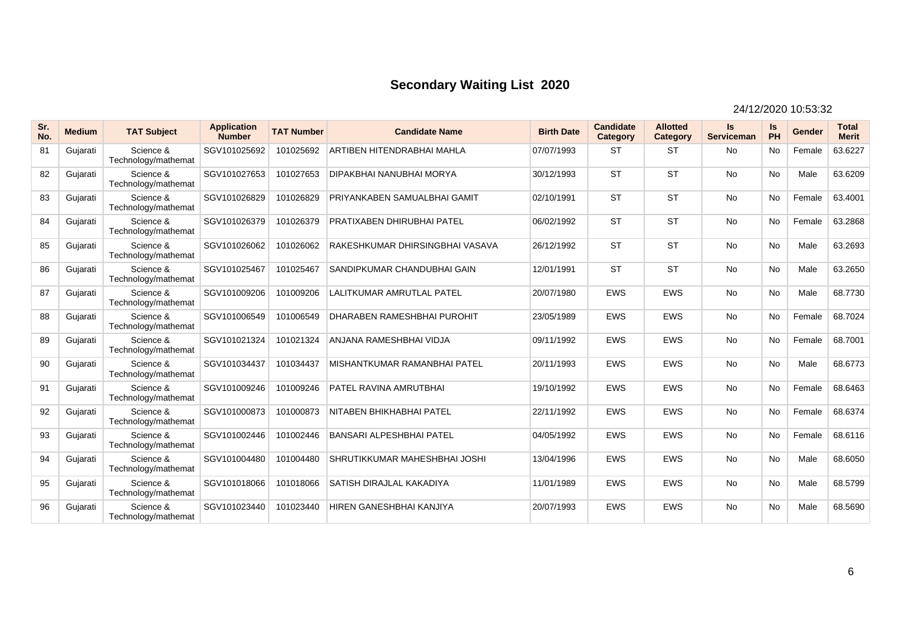# Secondary Waiting List 2020

24/12/2020 10:53:32

| Sr. No. | Medium | TAT Subject | Application Number | TAT Number | Candidate Name | Birth Date | Candidate Category | Allotted Category | Is Serviceman | Is PH | Gender | Total Merit |
|---|---|---|---|---|---|---|---|---|---|---|---|---|
| 81 | Gujarati | Science & Technology/mathemat | SGV101025692 | 101025692 | ARTIBEN HITENDRABHAI MAHLA | 07/07/1993 | ST | ST | No | No | Female | 63.6227 |
| 82 | Gujarati | Science & Technology/mathemat | SGV101027653 | 101027653 | DIPAKBHAI NANUBHAI MORYA | 30/12/1993 | ST | ST | No | No | Male | 63.6209 |
| 83 | Gujarati | Science & Technology/mathemat | SGV101026829 | 101026829 | PRIYANKABEN SAMUALBHAI GAMIT | 02/10/1991 | ST | ST | No | No | Female | 63.4001 |
| 84 | Gujarati | Science & Technology/mathemat | SGV101026379 | 101026379 | PRATIXABEN DHIRUBHAI PATEL | 06/02/1992 | ST | ST | No | No | Female | 63.2868 |
| 85 | Gujarati | Science & Technology/mathemat | SGV101026062 | 101026062 | RAKESHKUMAR DHIRSINGBHAI VASAVA | 26/12/1992 | ST | ST | No | No | Male | 63.2693 |
| 86 | Gujarati | Science & Technology/mathemat | SGV101025467 | 101025467 | SANDIPKUMAR CHANDUBHAI GAIN | 12/01/1991 | ST | ST | No | No | Male | 63.2650 |
| 87 | Gujarati | Science & Technology/mathemat | SGV101009206 | 101009206 | LALITKUMAR AMRUTLAL PATEL | 20/07/1980 | EWS | EWS | No | No | Male | 68.7730 |
| 88 | Gujarati | Science & Technology/mathemat | SGV101006549 | 101006549 | DHARABEN RAMESHBHAI PUROHIT | 23/05/1989 | EWS | EWS | No | No | Female | 68.7024 |
| 89 | Gujarati | Science & Technology/mathemat | SGV101021324 | 101021324 | ANJANA RAMESHBHAI VIDJA | 09/11/1992 | EWS | EWS | No | No | Female | 68.7001 |
| 90 | Gujarati | Science & Technology/mathemat | SGV101034437 | 101034437 | MISHANTKUMAR RAMANBHAI PATEL | 20/11/1993 | EWS | EWS | No | No | Male | 68.6773 |
| 91 | Gujarati | Science & Technology/mathemat | SGV101009246 | 101009246 | PATEL RAVINA AMRUTBHAI | 19/10/1992 | EWS | EWS | No | No | Female | 68.6463 |
| 92 | Gujarati | Science & Technology/mathemat | SGV101000873 | 101000873 | NITABEN BHIKHABHAI PATEL | 22/11/1992 | EWS | EWS | No | No | Female | 68.6374 |
| 93 | Gujarati | Science & Technology/mathemat | SGV101002446 | 101002446 | BANSARI ALPESHBHAI PATEL | 04/05/1992 | EWS | EWS | No | No | Female | 68.6116 |
| 94 | Gujarati | Science & Technology/mathemat | SGV101004480 | 101004480 | SHRUTIKKUMAR MAHESHBHAI JOSHI | 13/04/1996 | EWS | EWS | No | No | Male | 68.6050 |
| 95 | Gujarati | Science & Technology/mathemat | SGV101018066 | 101018066 | SATISH DIRAJLAL KAKADIYA | 11/01/1989 | EWS | EWS | No | No | Male | 68.5799 |
| 96 | Gujarati | Science & Technology/mathemat | SGV101023440 | 101023440 | HIREN GANESHBHAI KANJIYA | 20/07/1993 | EWS | EWS | No | No | Male | 68.5690 |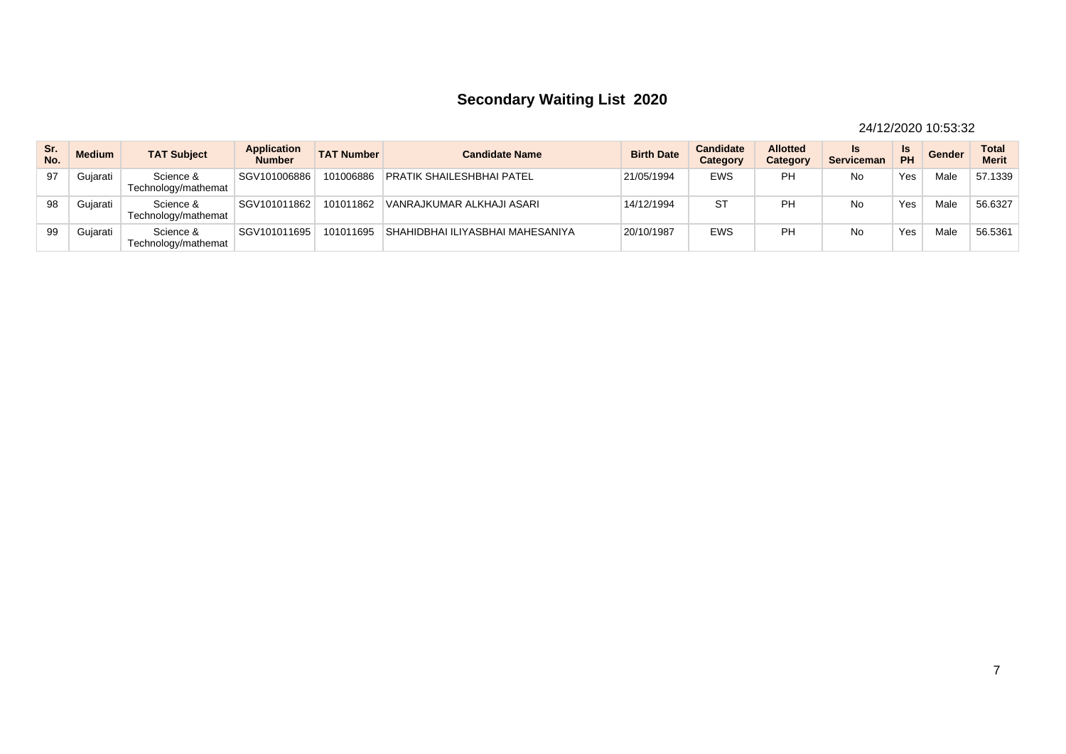# Secondary Waiting List 2020

24/12/2020 10:53:32

| Sr. No. | Medium | TAT Subject | Application Number | TAT Number | Candidate Name | Birth Date | Candidate Category | Allotted Category | Is Serviceman | Is PH | Gender | Total Merit |
|---|---|---|---|---|---|---|---|---|---|---|---|---|
| 97 | Gujarati | Science & Technology/mathemat | SGV101006886 | 101006886 | PRATIK SHAILESHBHAI PATEL | 21/05/1994 | EWS | PH | No | Yes | Male | 57.1339 |
| 98 | Gujarati | Science & Technology/mathemat | SGV101011862 | 101011862 | VANRAJKUMAR ALKHAJI ASARI | 14/12/1994 | ST | PH | No | Yes | Male | 56.6327 |
| 99 | Gujarati | Science & Technology/mathemat | SGV101011695 | 101011695 | SHAHIDBHAI ILIYASBHAI MAHESANIYA | 20/10/1987 | EWS | PH | No | Yes | Male | 56.5361 |